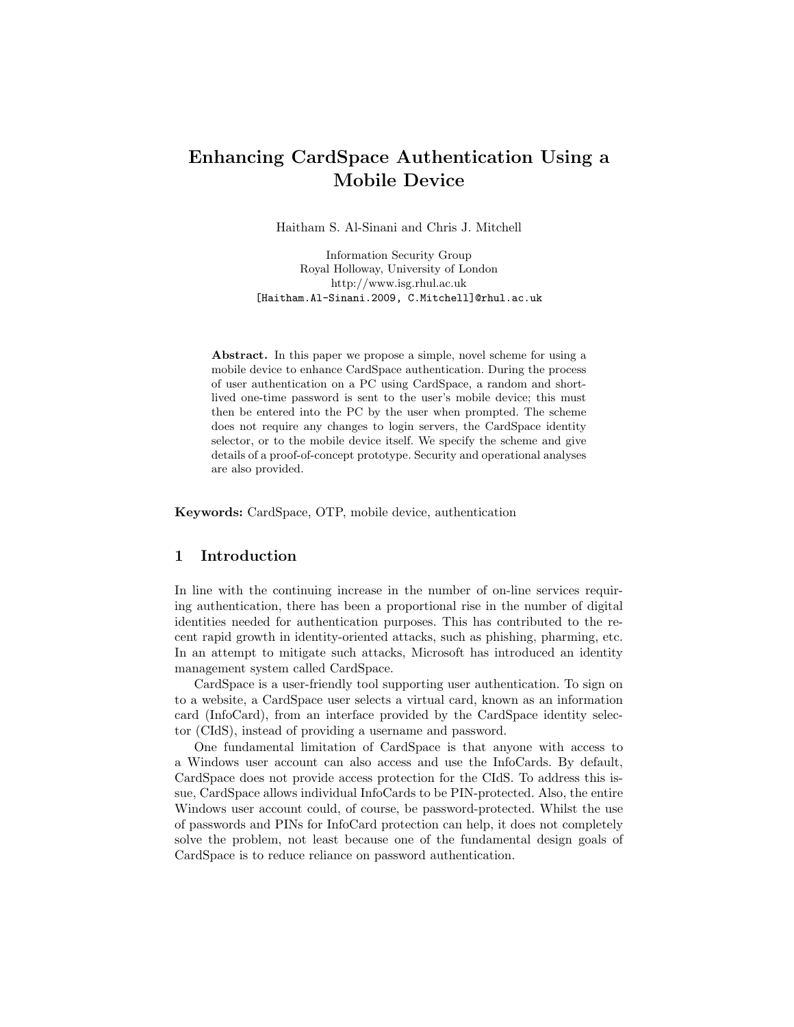# Enhancing CardSpace Authentication Using a Mobile Device

Haitham S. Al-Sinani and Chris J. Mitchell

Information Security Group
Royal Holloway, University of London
http://www.isg.rhul.ac.uk
[Haitham.Al-Sinani.2009, C.Mitchell]@rhul.ac.uk

**Abstract.** In this paper we propose a simple, novel scheme for using a mobile device to enhance CardSpace authentication. During the process of user authentication on a PC using CardSpace, a random and short-lived one-time password is sent to the user's mobile device; this must then be entered into the PC by the user when prompted. The scheme does not require any changes to login servers, the CardSpace identity selector, or to the mobile device itself. We specify the scheme and give details of a proof-of-concept prototype. Security and operational analyses are also provided.

**Keywords:** CardSpace, OTP, mobile device, authentication

## 1 Introduction

In line with the continuing increase in the number of on-line services requiring authentication, there has been a proportional rise in the number of digital identities needed for authentication purposes. This has contributed to the recent rapid growth in identity-oriented attacks, such as phishing, pharming, etc. In an attempt to mitigate such attacks, Microsoft has introduced an identity management system called CardSpace.

CardSpace is a user-friendly tool supporting user authentication. To sign on to a website, a CardSpace user selects a virtual card, known as an information card (InfoCard), from an interface provided by the CardSpace identity selector (CIdS), instead of providing a username and password.

One fundamental limitation of CardSpace is that anyone with access to a Windows user account can also access and use the InfoCards. By default, CardSpace does not provide access protection for the CIdS. To address this issue, CardSpace allows individual InfoCards to be PIN-protected. Also, the entire Windows user account could, of course, be password-protected. Whilst the use of passwords and PINs for InfoCard protection can help, it does not completely solve the problem, not least because one of the fundamental design goals of CardSpace is to reduce reliance on password authentication.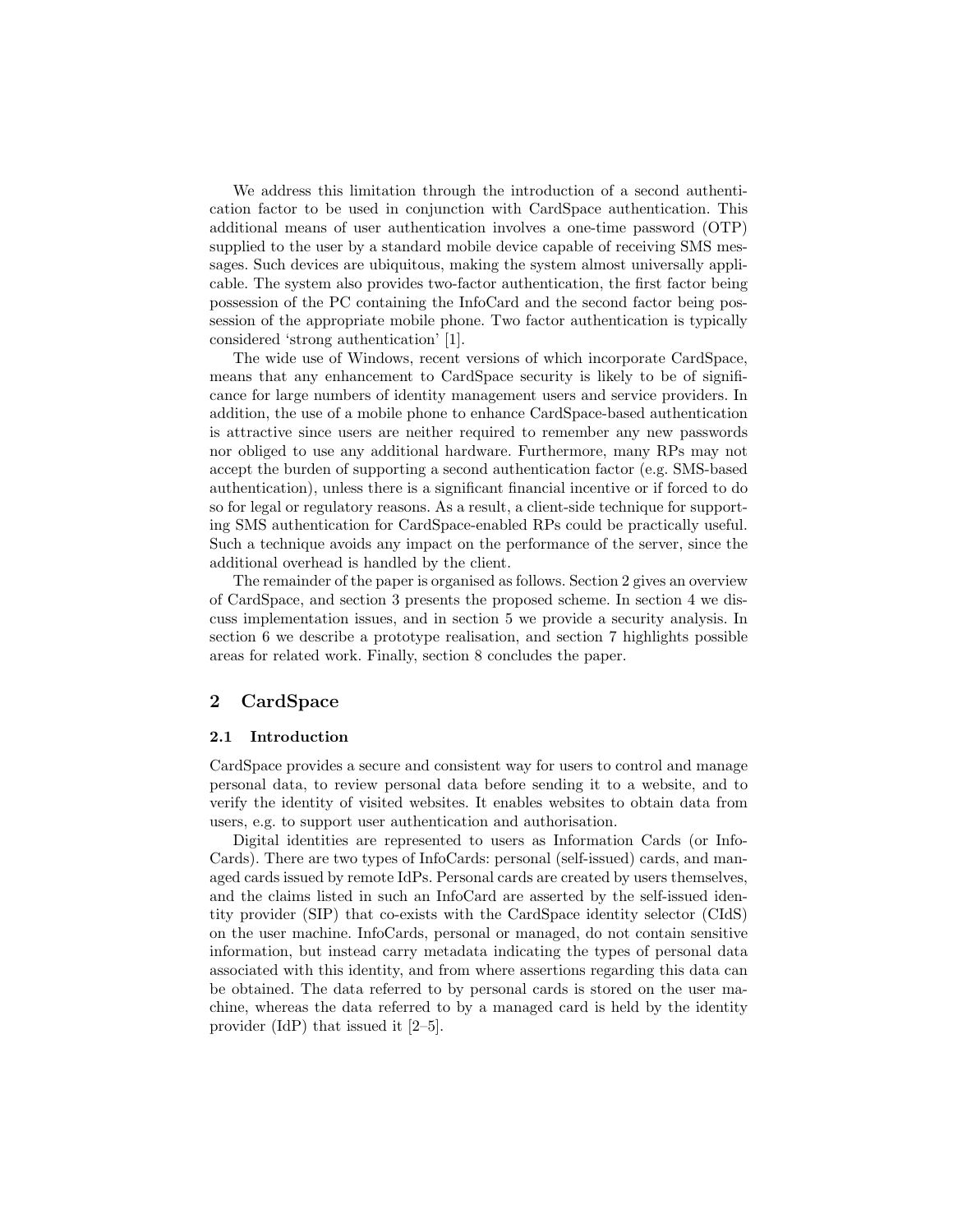We address this limitation through the introduction of a second authentication factor to be used in conjunction with CardSpace authentication. This additional means of user authentication involves a one-time password (OTP) supplied to the user by a standard mobile device capable of receiving SMS messages. Such devices are ubiquitous, making the system almost universally applicable. The system also provides two-factor authentication, the first factor being possession of the PC containing the InfoCard and the second factor being possession of the appropriate mobile phone. Two factor authentication is typically considered 'strong authentication' [1].

The wide use of Windows, recent versions of which incorporate CardSpace, means that any enhancement to CardSpace security is likely to be of significance for large numbers of identity management users and service providers. In addition, the use of a mobile phone to enhance CardSpace-based authentication is attractive since users are neither required to remember any new passwords nor obliged to use any additional hardware. Furthermore, many RPs may not accept the burden of supporting a second authentication factor (e.g. SMS-based authentication), unless there is a significant financial incentive or if forced to do so for legal or regulatory reasons. As a result, a client-side technique for supporting SMS authentication for CardSpace-enabled RPs could be practically useful. Such a technique avoids any impact on the performance of the server, since the additional overhead is handled by the client.

The remainder of the paper is organised as follows. Section 2 gives an overview of CardSpace, and section 3 presents the proposed scheme. In section 4 we discuss implementation issues, and in section 5 we provide a security analysis. In section 6 we describe a prototype realisation, and section 7 highlights possible areas for related work. Finally, section 8 concludes the paper.

## 2 CardSpace

### 2.1 Introduction

CardSpace provides a secure and consistent way for users to control and manage personal data, to review personal data before sending it to a website, and to verify the identity of visited websites. It enables websites to obtain data from users, e.g. to support user authentication and authorisation.

Digital identities are represented to users as Information Cards (or InfoCards). There are two types of InfoCards: personal (self-issued) cards, and managed cards issued by remote IdPs. Personal cards are created by users themselves, and the claims listed in such an InfoCard are asserted by the self-issued identity provider (SIP) that co-exists with the CardSpace identity selector (CIdS) on the user machine. InfoCards, personal or managed, do not contain sensitive information, but instead carry metadata indicating the types of personal data associated with this identity, and from where assertions regarding this data can be obtained. The data referred to by personal cards is stored on the user machine, whereas the data referred to by a managed card is held by the identity provider (IdP) that issued it [2–5].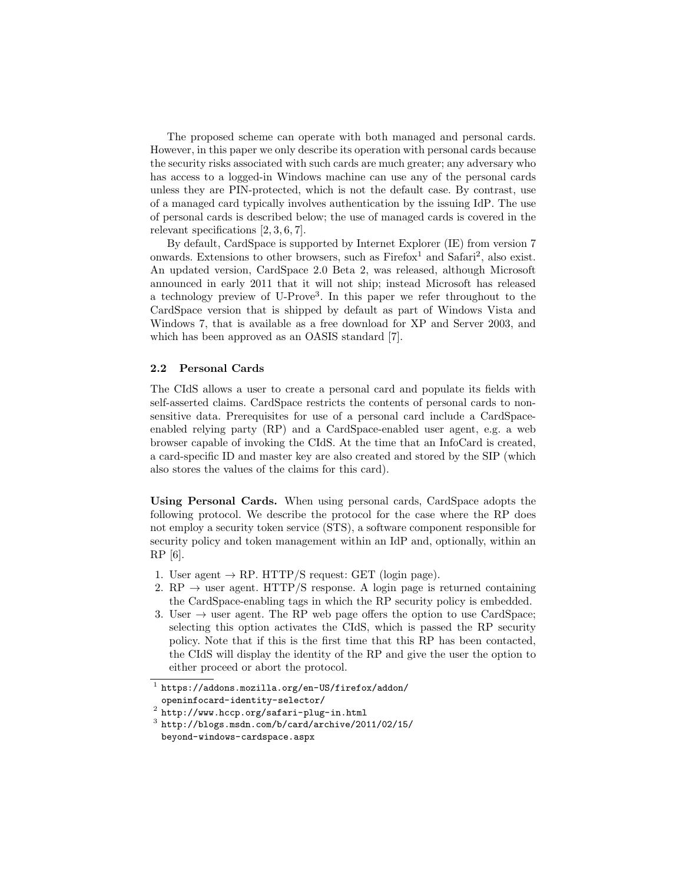The proposed scheme can operate with both managed and personal cards. However, in this paper we only describe its operation with personal cards because the security risks associated with such cards are much greater; any adversary who has access to a logged-in Windows machine can use any of the personal cards unless they are PIN-protected, which is not the default case. By contrast, use of a managed card typically involves authentication by the issuing IdP. The use of personal cards is described below; the use of managed cards is covered in the relevant specifications [2, 3, 6, 7].

By default, CardSpace is supported by Internet Explorer (IE) from version 7 onwards. Extensions to other browsers, such as Firefox[1] and Safari[2], also exist. An updated version, CardSpace 2.0 Beta 2, was released, although Microsoft announced in early 2011 that it will not ship; instead Microsoft has released a technology preview of U-Prove[3]. In this paper we refer throughout to the CardSpace version that is shipped by default as part of Windows Vista and Windows 7, that is available as a free download for XP and Server 2003, and which has been approved as an OASIS standard [7].

### 2.2 Personal Cards

The CIdS allows a user to create a personal card and populate its fields with self-asserted claims. CardSpace restricts the contents of personal cards to non-sensitive data. Prerequisites for use of a personal card include a CardSpace-enabled relying party (RP) and a CardSpace-enabled user agent, e.g. a web browser capable of invoking the CIdS. At the time that an InfoCard is created, a card-specific ID and master key are also created and stored by the SIP (which also stores the values of the claims for this card).

**Using Personal Cards.** When using personal cards, CardSpace adopts the following protocol. We describe the protocol for the case where the RP does not employ a security token service (STS), a software component responsible for security policy and token management within an IdP and, optionally, within an RP [6].

1. User agent → RP. HTTP/S request: GET (login page).
2. RP → user agent. HTTP/S response. A login page is returned containing the CardSpace-enabling tags in which the RP security policy is embedded.
3. User → user agent. The RP web page offers the option to use CardSpace; selecting this option activates the CIdS, which is passed the RP security policy. Note that if this is the first time that this RP has been contacted, the CIdS will display the identity of the RP and give the user the option to either proceed or abort the protocol.

---

[1] https://addons.mozilla.org/en-US/firefox/addon/openinfocard-identity-selector/

[2] http://www.hccp.org/safari-plug-in.html

[3] http://blogs.msdn.com/b/card/archive/2011/02/15/beyond-windows-cardspace.aspx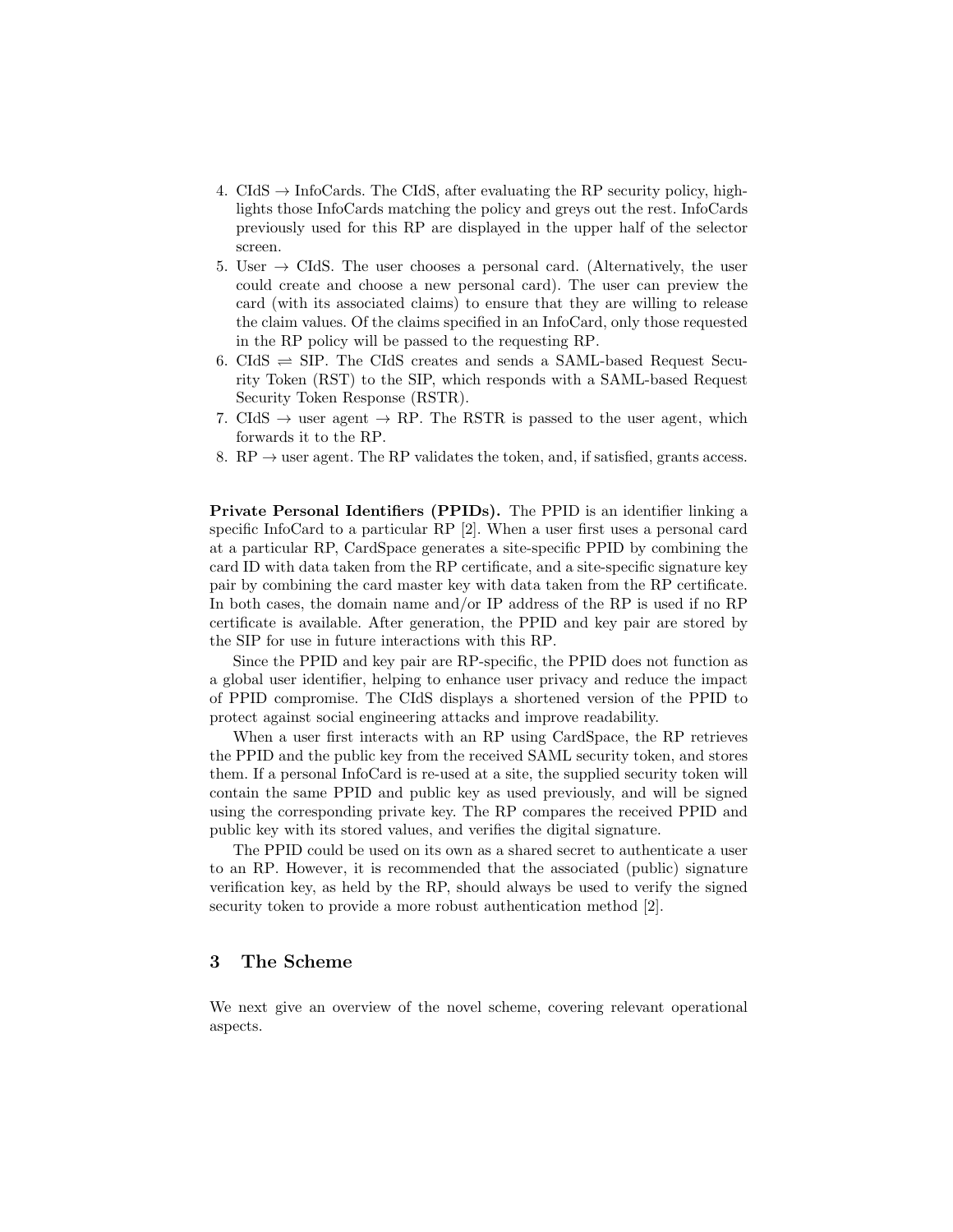4. CIdS → InfoCards. The CIdS, after evaluating the RP security policy, highlights those InfoCards matching the policy and greys out the rest. InfoCards previously used for this RP are displayed in the upper half of the selector screen.
5. User → CIdS. The user chooses a personal card. (Alternatively, the user could create and choose a new personal card). The user can preview the card (with its associated claims) to ensure that they are willing to release the claim values. Of the claims specified in an InfoCard, only those requested in the RP policy will be passed to the requesting RP.
6. CIdS ⇌ SIP. The CIdS creates and sends a SAML-based Request Security Token (RST) to the SIP, which responds with a SAML-based Request Security Token Response (RSTR).
7. CIdS → user agent → RP. The RSTR is passed to the user agent, which forwards it to the RP.
8. RP → user agent. The RP validates the token, and, if satisfied, grants access.

**Private Personal Identifiers (PPIDs).** The PPID is an identifier linking a specific InfoCard to a particular RP [2]. When a user first uses a personal card at a particular RP, CardSpace generates a site-specific PPID by combining the card ID with data taken from the RP certificate, and a site-specific signature key pair by combining the card master key with data taken from the RP certificate. In both cases, the domain name and/or IP address of the RP is used if no RP certificate is available. After generation, the PPID and key pair are stored by the SIP for use in future interactions with this RP.

Since the PPID and key pair are RP-specific, the PPID does not function as a global user identifier, helping to enhance user privacy and reduce the impact of PPID compromise. The CIdS displays a shortened version of the PPID to protect against social engineering attacks and improve readability.

When a user first interacts with an RP using CardSpace, the RP retrieves the PPID and the public key from the received SAML security token, and stores them. If a personal InfoCard is re-used at a site, the supplied security token will contain the same PPID and public key as used previously, and will be signed using the corresponding private key. The RP compares the received PPID and public key with its stored values, and verifies the digital signature.

The PPID could be used on its own as a shared secret to authenticate a user to an RP. However, it is recommended that the associated (public) signature verification key, as held by the RP, should always be used to verify the signed security token to provide a more robust authentication method [2].

## 3 The Scheme

We next give an overview of the novel scheme, covering relevant operational aspects.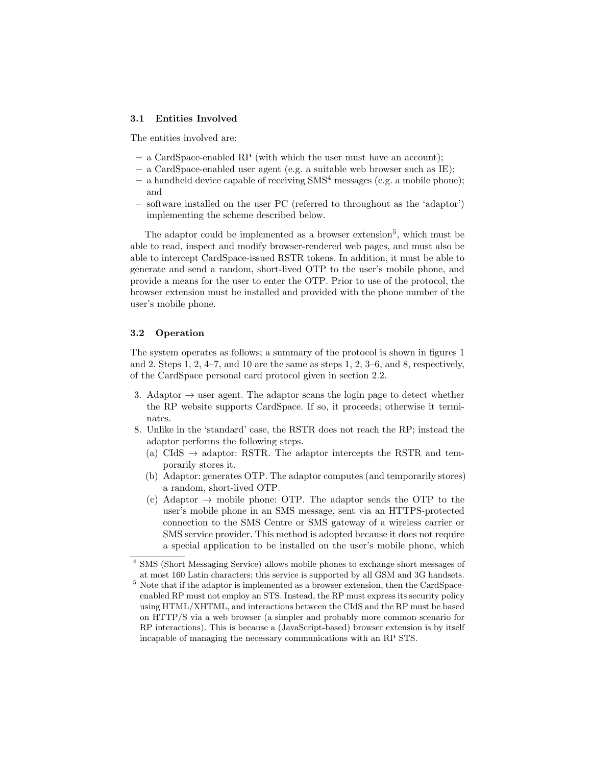### 3.1 Entities Involved

The entities involved are:

- a CardSpace-enabled RP (with which the user must have an account);
- a CardSpace-enabled user agent (e.g. a suitable web browser such as IE);
- a handheld device capable of receiving SMS[4] messages (e.g. a mobile phone); and
- software installed on the user PC (referred to throughout as the 'adaptor') implementing the scheme described below.

The adaptor could be implemented as a browser extension[5], which must be able to read, inspect and modify browser-rendered web pages, and must also be able to intercept CardSpace-issued RSTR tokens. In addition, it must be able to generate and send a random, short-lived OTP to the user's mobile phone, and provide a means for the user to enter the OTP. Prior to use of the protocol, the browser extension must be installed and provided with the phone number of the user's mobile phone.

### 3.2 Operation

The system operates as follows; a summary of the protocol is shown in figures 1 and 2. Steps 1, 2, 4–7, and 10 are the same as steps 1, 2, 3–6, and 8, respectively, of the CardSpace personal card protocol given in section 2.2.

3. Adaptor → user agent. The adaptor scans the login page to detect whether the RP website supports CardSpace. If so, it proceeds; otherwise it terminates.
8. Unlike in the 'standard' case, the RSTR does not reach the RP; instead the adaptor performs the following steps.
   (a) CIdS → adaptor: RSTR. The adaptor intercepts the RSTR and temporarily stores it.
   (b) Adaptor: generates OTP. The adaptor computes (and temporarily stores) a random, short-lived OTP.
   (c) Adaptor → mobile phone: OTP. The adaptor sends the OTP to the user's mobile phone in an SMS message, sent via an HTTPS-protected connection to the SMS Centre or SMS gateway of a wireless carrier or SMS service provider. This method is adopted because it does not require a special application to be installed on the user's mobile phone, which

[4] SMS (Short Messaging Service) allows mobile phones to exchange short messages of at most 160 Latin characters; this service is supported by all GSM and 3G handsets.

[5] Note that if the adaptor is implemented as a browser extension, then the CardSpace-enabled RP must not employ an STS. Instead, the RP must express its security policy using HTML/XHTML, and interactions between the CIdS and the RP must be based on HTTP/S via a web browser (a simpler and probably more common scenario for RP interactions). This is because a (JavaScript-based) browser extension is by itself incapable of managing the necessary communications with an RP STS.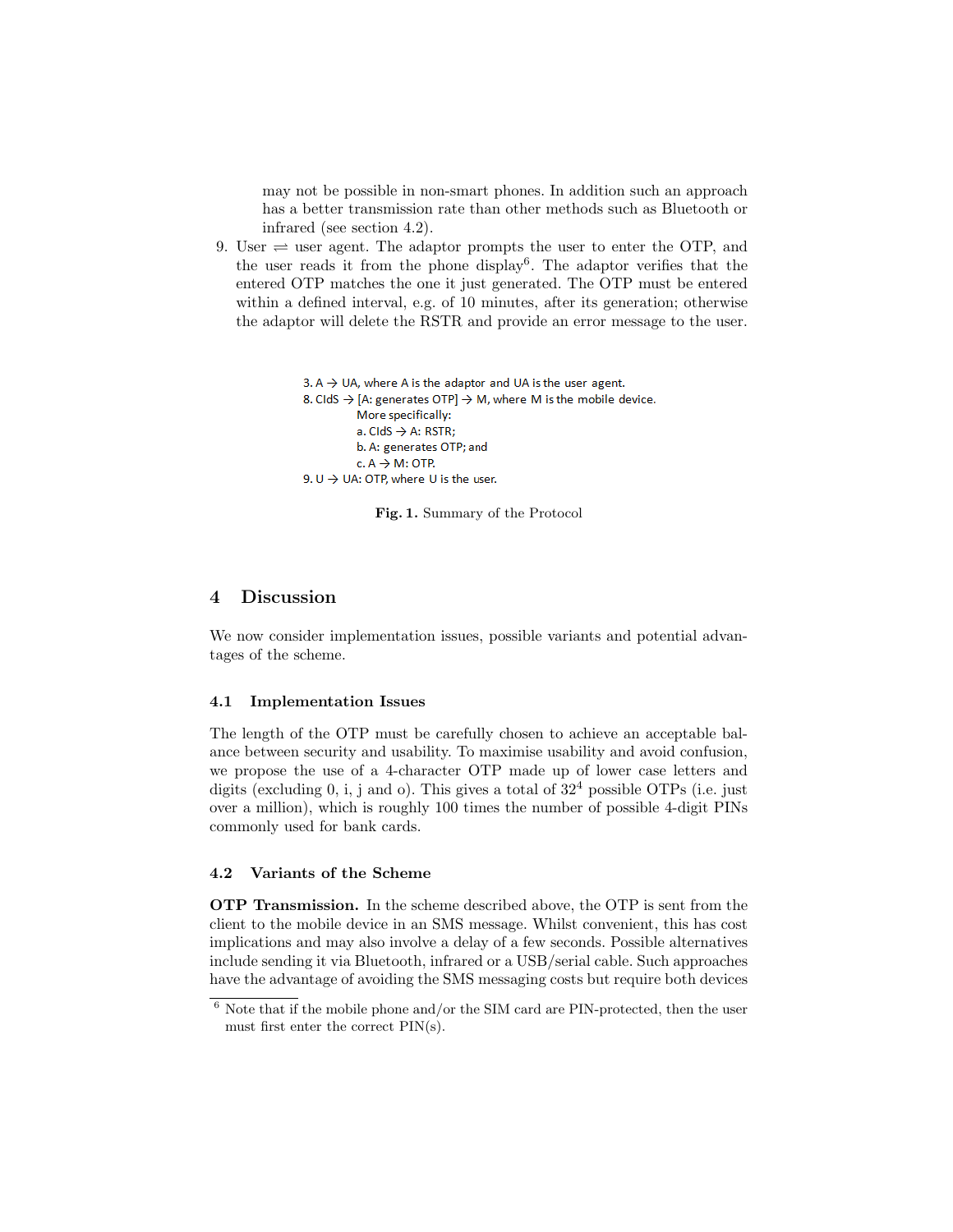may not be possible in non-smart phones. In addition such an approach has a better transmission rate than other methods such as Bluetooth or infrared (see section 4.2).

9. User $\rightleftharpoons$ user agent. The adaptor prompts the user to enter the OTP, and the user reads it from the phone display[6]. The adaptor verifies that the entered OTP matches the one it just generated. The OTP must be entered within a defined interval, e.g. of 10 minutes, after its generation; otherwise the adaptor will delete the RSTR and provide an error message to the user.

3. A → UA, where A is the adaptor and UA is the user agent.
8. CIdS → [A: generates OTP] → M, where M is the mobile device.
   More specifically:
   a. CIdS → A: RSTR;
   b. A: generates OTP; and
   c. A → M: OTP.
9. U → UA: OTP, where U is the user.

**Fig. 1.** Summary of the Protocol

## 4 Discussion

We now consider implementation issues, possible variants and potential advantages of the scheme.

### 4.1 Implementation Issues

The length of the OTP must be carefully chosen to achieve an acceptable balance between security and usability. To maximise usability and avoid confusion, we propose the use of a 4-character OTP made up of lower case letters and digits (excluding 0, i, j and o). This gives a total of $32^4$ possible OTPs (i.e. just over a million), which is roughly 100 times the number of possible 4-digit PINs commonly used for bank cards.

### 4.2 Variants of the Scheme

**OTP Transmission.** In the scheme described above, the OTP is sent from the client to the mobile device in an SMS message. Whilst convenient, this has cost implications and may also involve a delay of a few seconds. Possible alternatives include sending it via Bluetooth, infrared or a USB/serial cable. Such approaches have the advantage of avoiding the SMS messaging costs but require both devices

[6] Note that if the mobile phone and/or the SIM card are PIN-protected, then the user must first enter the correct PIN(s).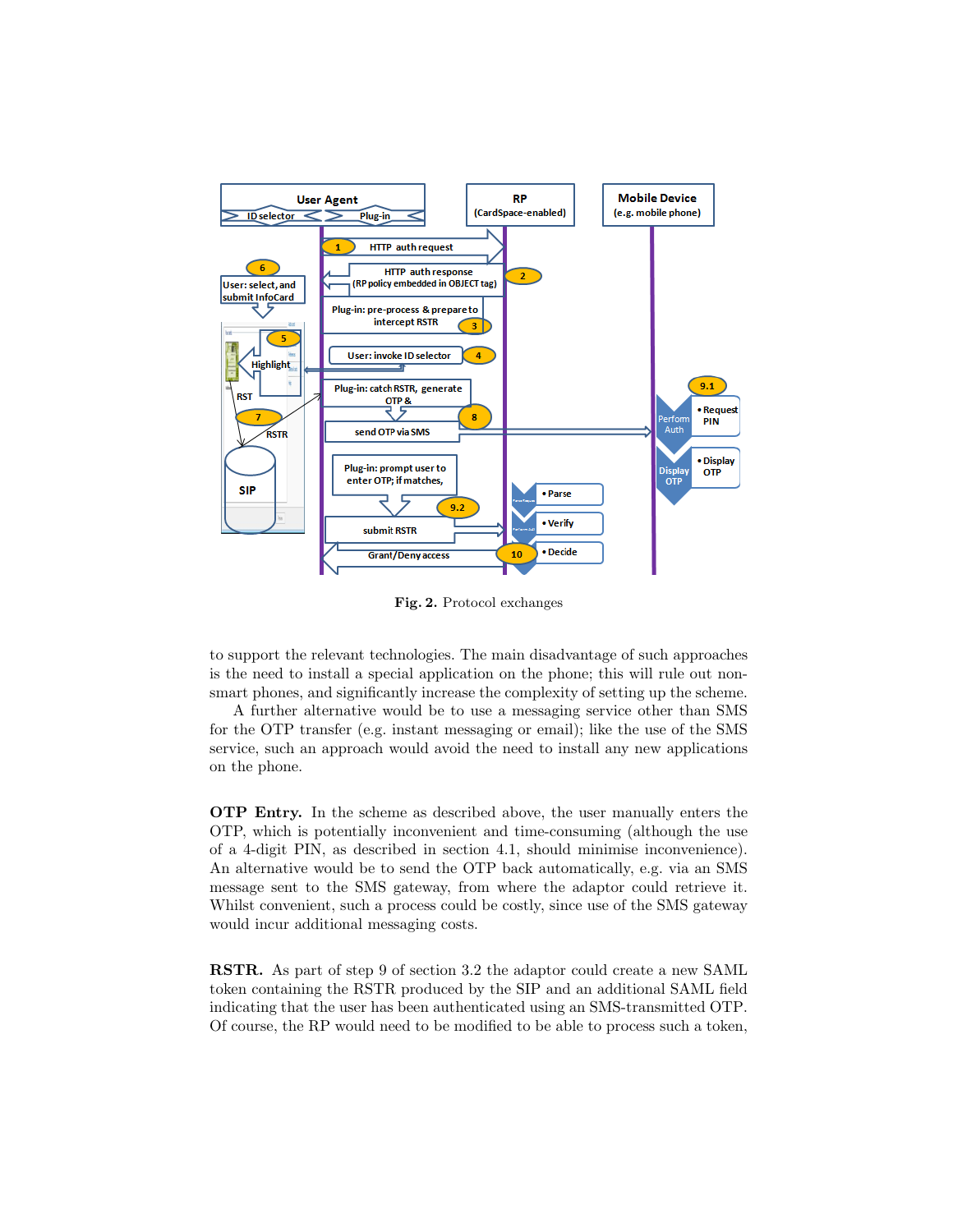**Fig. 2.** Protocol exchanges

to support the relevant technologies. The main disadvantage of such approaches is the need to install a special application on the phone; this will rule out non-smart phones, and significantly increase the complexity of setting up the scheme.

A further alternative would be to use a messaging service other than SMS for the OTP transfer (e.g. instant messaging or email); like the use of the SMS service, such an approach would avoid the need to install any new applications on the phone.

**OTP Entry.** In the scheme as described above, the user manually enters the OTP, which is potentially inconvenient and time-consuming (although the use of a 4-digit PIN, as described in section 4.1, should minimise inconvenience). An alternative would be to send the OTP back automatically, e.g. via an SMS message sent to the SMS gateway, from where the adaptor could retrieve it. Whilst convenient, such a process could be costly, since use of the SMS gateway would incur additional messaging costs.

**RSTR.** As part of step 9 of section 3.2 the adaptor could create a new SAML token containing the RSTR produced by the SIP and an additional SAML field indicating that the user has been authenticated using an SMS-transmitted OTP. Of course, the RP would need to be modified to be able to process such a token,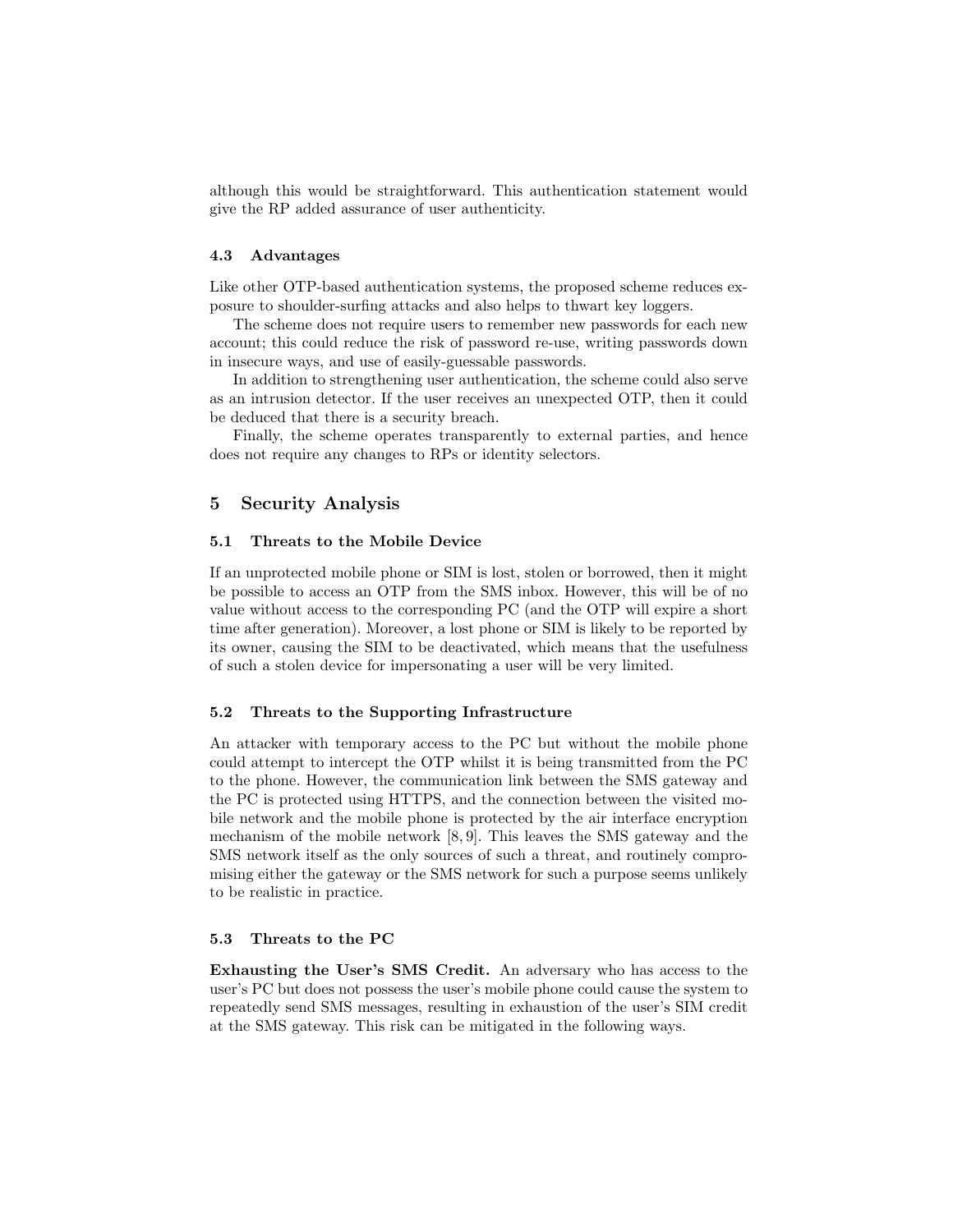although this would be straightforward. This authentication statement would give the RP added assurance of user authenticity.

### 4.3 Advantages

Like other OTP-based authentication systems, the proposed scheme reduces exposure to shoulder-surfing attacks and also helps to thwart key loggers.

The scheme does not require users to remember new passwords for each new account; this could reduce the risk of password re-use, writing passwords down in insecure ways, and use of easily-guessable passwords.

In addition to strengthening user authentication, the scheme could also serve as an intrusion detector. If the user receives an unexpected OTP, then it could be deduced that there is a security breach.

Finally, the scheme operates transparently to external parties, and hence does not require any changes to RPs or identity selectors.

## 5 Security Analysis

### 5.1 Threats to the Mobile Device

If an unprotected mobile phone or SIM is lost, stolen or borrowed, then it might be possible to access an OTP from the SMS inbox. However, this will be of no value without access to the corresponding PC (and the OTP will expire a short time after generation). Moreover, a lost phone or SIM is likely to be reported by its owner, causing the SIM to be deactivated, which means that the usefulness of such a stolen device for impersonating a user will be very limited.

### 5.2 Threats to the Supporting Infrastructure

An attacker with temporary access to the PC but without the mobile phone could attempt to intercept the OTP whilst it is being transmitted from the PC to the phone. However, the communication link between the SMS gateway and the PC is protected using HTTPS, and the connection between the visited mobile network and the mobile phone is protected by the air interface encryption mechanism of the mobile network [8, 9]. This leaves the SMS gateway and the SMS network itself as the only sources of such a threat, and routinely compromising either the gateway or the SMS network for such a purpose seems unlikely to be realistic in practice.

### 5.3 Threats to the PC

**Exhausting the User's SMS Credit.** An adversary who has access to the user's PC but does not possess the user's mobile phone could cause the system to repeatedly send SMS messages, resulting in exhaustion of the user's SIM credit at the SMS gateway. This risk can be mitigated in the following ways.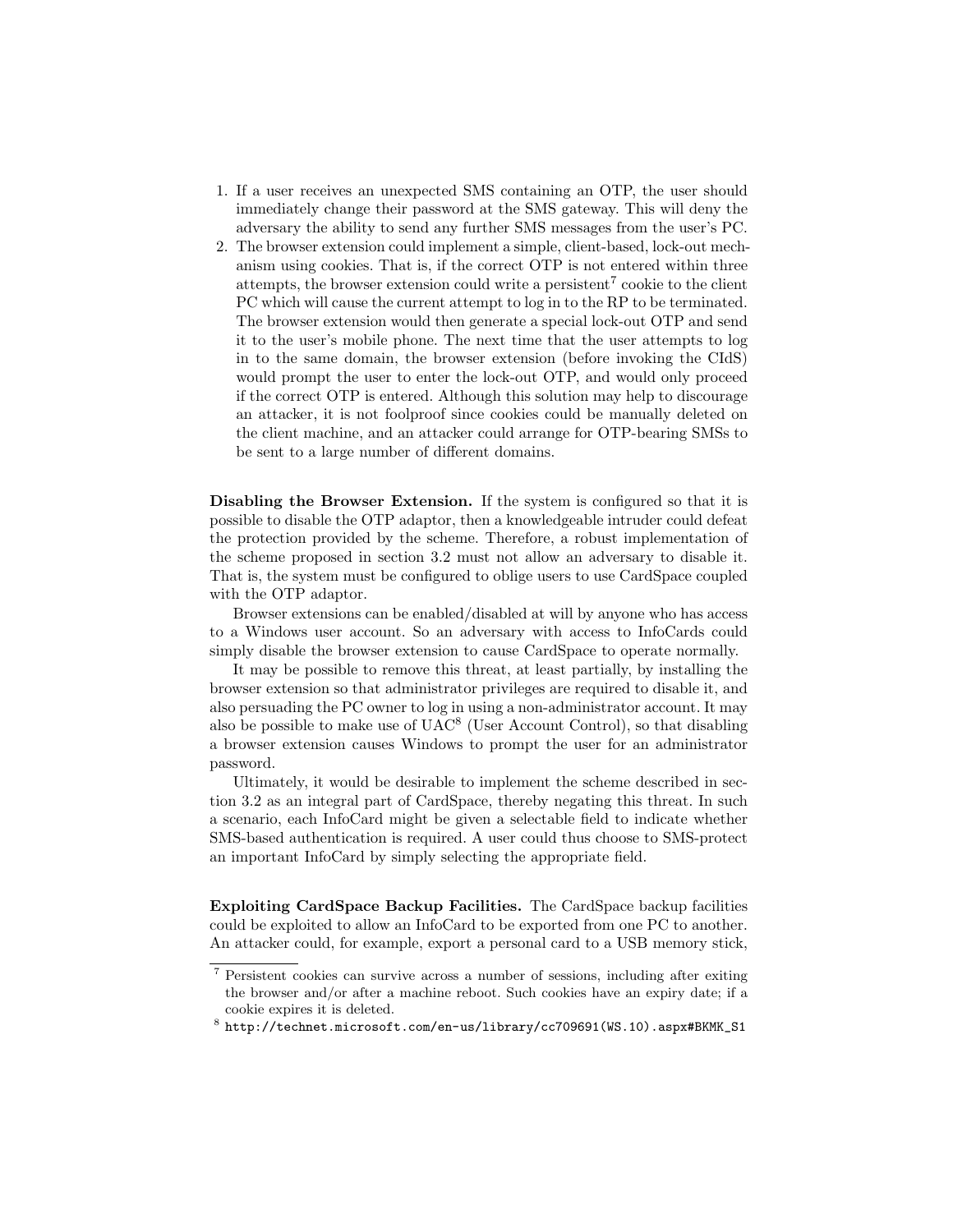1. If a user receives an unexpected SMS containing an OTP, the user should immediately change their password at the SMS gateway. This will deny the adversary the ability to send any further SMS messages from the user's PC.
2. The browser extension could implement a simple, client-based, lock-out mechanism using cookies. That is, if the correct OTP is not entered within three attempts, the browser extension could write a persistent[7] cookie to the client PC which will cause the current attempt to log in to the RP to be terminated. The browser extension would then generate a special lock-out OTP and send it to the user's mobile phone. The next time that the user attempts to log in to the same domain, the browser extension (before invoking the CIdS) would prompt the user to enter the lock-out OTP, and would only proceed if the correct OTP is entered. Although this solution may help to discourage an attacker, it is not foolproof since cookies could be manually deleted on the client machine, and an attacker could arrange for OTP-bearing SMSs to be sent to a large number of different domains.

**Disabling the Browser Extension.** If the system is configured so that it is possible to disable the OTP adaptor, then a knowledgeable intruder could defeat the protection provided by the scheme. Therefore, a robust implementation of the scheme proposed in section 3.2 must not allow an adversary to disable it. That is, the system must be configured to oblige users to use CardSpace coupled with the OTP adaptor.

Browser extensions can be enabled/disabled at will by anyone who has access to a Windows user account. So an adversary with access to InfoCards could simply disable the browser extension to cause CardSpace to operate normally.

It may be possible to remove this threat, at least partially, by installing the browser extension so that administrator privileges are required to disable it, and also persuading the PC owner to log in using a non-administrator account. It may also be possible to make use of UAC[8] (User Account Control), so that disabling a browser extension causes Windows to prompt the user for an administrator password.

Ultimately, it would be desirable to implement the scheme described in section 3.2 as an integral part of CardSpace, thereby negating this threat. In such a scenario, each InfoCard might be given a selectable field to indicate whether SMS-based authentication is required. A user could thus choose to SMS-protect an important InfoCard by simply selecting the appropriate field.

**Exploiting CardSpace Backup Facilities.** The CardSpace backup facilities could be exploited to allow an InfoCard to be exported from one PC to another. An attacker could, for example, export a personal card to a USB memory stick,

[7] Persistent cookies can survive across a number of sessions, including after exiting the browser and/or after a machine reboot. Such cookies have an expiry date; if a cookie expires it is deleted.

[8] `http://technet.microsoft.com/en-us/library/cc709691(WS.10).aspx#BKMK_S1`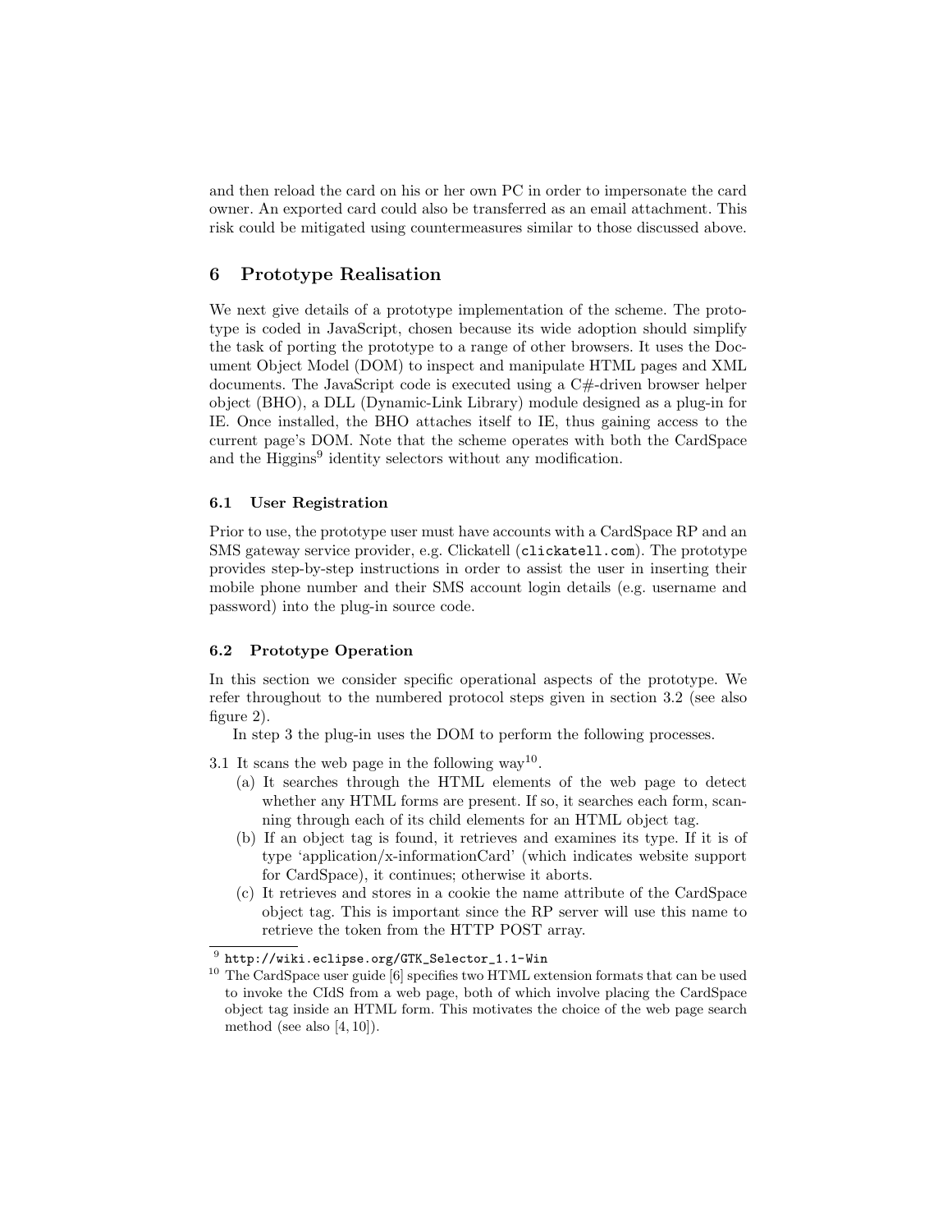and then reload the card on his or her own PC in order to impersonate the card owner. An exported card could also be transferred as an email attachment. This risk could be mitigated using countermeasures similar to those discussed above.

## 6 Prototype Realisation

We next give details of a prototype implementation of the scheme. The prototype is coded in JavaScript, chosen because its wide adoption should simplify the task of porting the prototype to a range of other browsers. It uses the Document Object Model (DOM) to inspect and manipulate HTML pages and XML documents. The JavaScript code is executed using a C#-driven browser helper object (BHO), a DLL (Dynamic-Link Library) module designed as a plug-in for IE. Once installed, the BHO attaches itself to IE, thus gaining access to the current page's DOM. Note that the scheme operates with both the CardSpace and the Higgins[9] identity selectors without any modification.

### 6.1 User Registration

Prior to use, the prototype user must have accounts with a CardSpace RP and an SMS gateway service provider, e.g. Clickatell (`clickatell.com`). The prototype provides step-by-step instructions in order to assist the user in inserting their mobile phone number and their SMS account login details (e.g. username and password) into the plug-in source code.

### 6.2 Prototype Operation

In this section we consider specific operational aspects of the prototype. We refer throughout to the numbered protocol steps given in section 3.2 (see also figure 2).

In step 3 the plug-in uses the DOM to perform the following processes.

3.1 It scans the web page in the following way[10].
   (a) It searches through the HTML elements of the web page to detect whether any HTML forms are present. If so, it searches each form, scanning through each of its child elements for an HTML object tag.
   (b) If an object tag is found, it retrieves and examines its type. If it is of type 'application/x-informationCard' (which indicates website support for CardSpace), it continues; otherwise it aborts.
   (c) It retrieves and stores in a cookie the name attribute of the CardSpace object tag. This is important since the RP server will use this name to retrieve the token from the HTTP POST array.

---

[9] `http://wiki.eclipse.org/GTK_Selector_1.1-Win`

[10] The CardSpace user guide [6] specifies two HTML extension formats that can be used to invoke the CIdS from a web page, both of which involve placing the CardSpace object tag inside an HTML form. This motivates the choice of the web page search method (see also [4, 10]).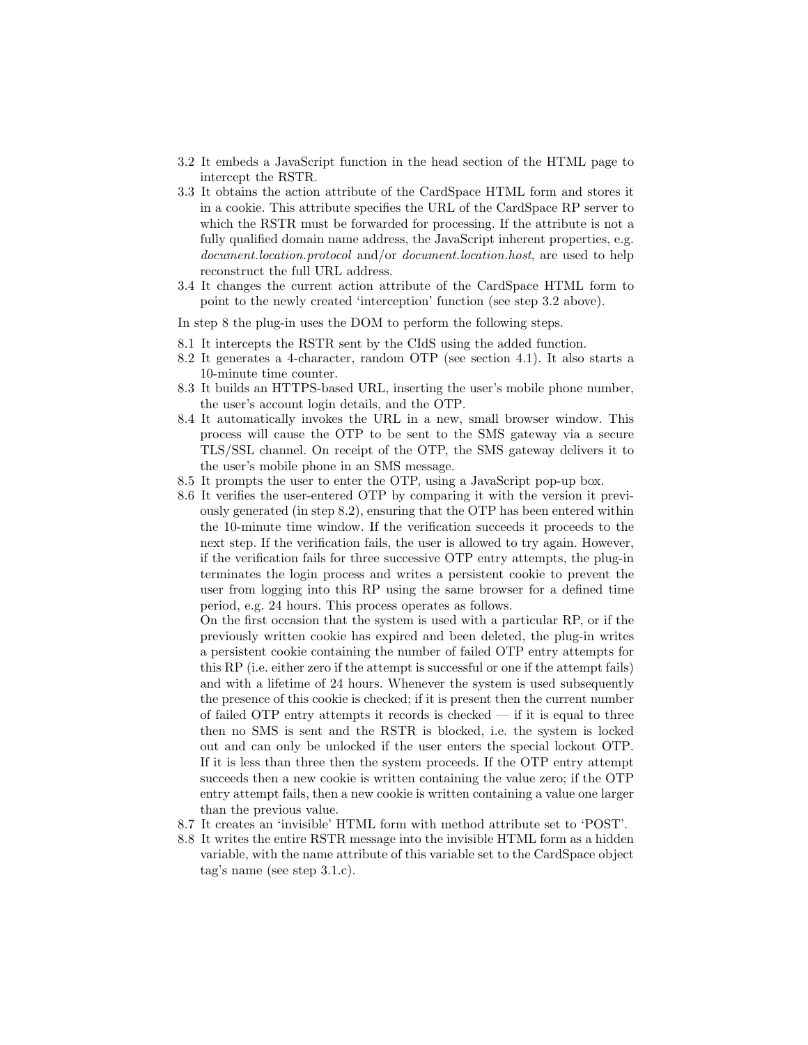3.2 It embeds a JavaScript function in the head section of the HTML page to intercept the RSTR.

3.3 It obtains the action attribute of the CardSpace HTML form and stores it in a cookie. This attribute specifies the URL of the CardSpace RP server to which the RSTR must be forwarded for processing. If the attribute is not a fully qualified domain name address, the JavaScript inherent properties, e.g. *document.location.protocol* and/or *document.location.host*, are used to help reconstruct the full URL address.

3.4 It changes the current action attribute of the CardSpace HTML form to point to the newly created 'interception' function (see step 3.2 above).

In step 8 the plug-in uses the DOM to perform the following steps.

8.1 It intercepts the RSTR sent by the CIdS using the added function.

8.2 It generates a 4-character, random OTP (see section 4.1). It also starts a 10-minute time counter.

8.3 It builds an HTTPS-based URL, inserting the user's mobile phone number, the user's account login details, and the OTP.

8.4 It automatically invokes the URL in a new, small browser window. This process will cause the OTP to be sent to the SMS gateway via a secure TLS/SSL channel. On receipt of the OTP, the SMS gateway delivers it to the user's mobile phone in an SMS message.

8.5 It prompts the user to enter the OTP, using a JavaScript pop-up box.

8.6 It verifies the user-entered OTP by comparing it with the version it previously generated (in step 8.2), ensuring that the OTP has been entered within the 10-minute time window. If the verification succeeds it proceeds to the next step. If the verification fails, the user is allowed to try again. However, if the verification fails for three successive OTP entry attempts, the plug-in terminates the login process and writes a persistent cookie to prevent the user from logging into this RP using the same browser for a defined time period, e.g. 24 hours. This process operates as follows.

    On the first occasion that the system is used with a particular RP, or if the previously written cookie has expired and been deleted, the plug-in writes a persistent cookie containing the number of failed OTP entry attempts for this RP (i.e. either zero if the attempt is successful or one if the attempt fails) and with a lifetime of 24 hours. Whenever the system is used subsequently the presence of this cookie is checked; if it is present then the current number of failed OTP entry attempts it records is checked — if it is equal to three then no SMS is sent and the RSTR is blocked, i.e. the system is locked out and can only be unlocked if the user enters the special lockout OTP. If it is less than three then the system proceeds. If the OTP entry attempt succeeds then a new cookie is written containing the value zero; if the OTP entry attempt fails, then a new cookie is written containing a value one larger than the previous value.

8.7 It creates an 'invisible' HTML form with method attribute set to 'POST'.

8.8 It writes the entire RSTR message into the invisible HTML form as a hidden variable, with the name attribute of this variable set to the CardSpace object tag's name (see step 3.1.c).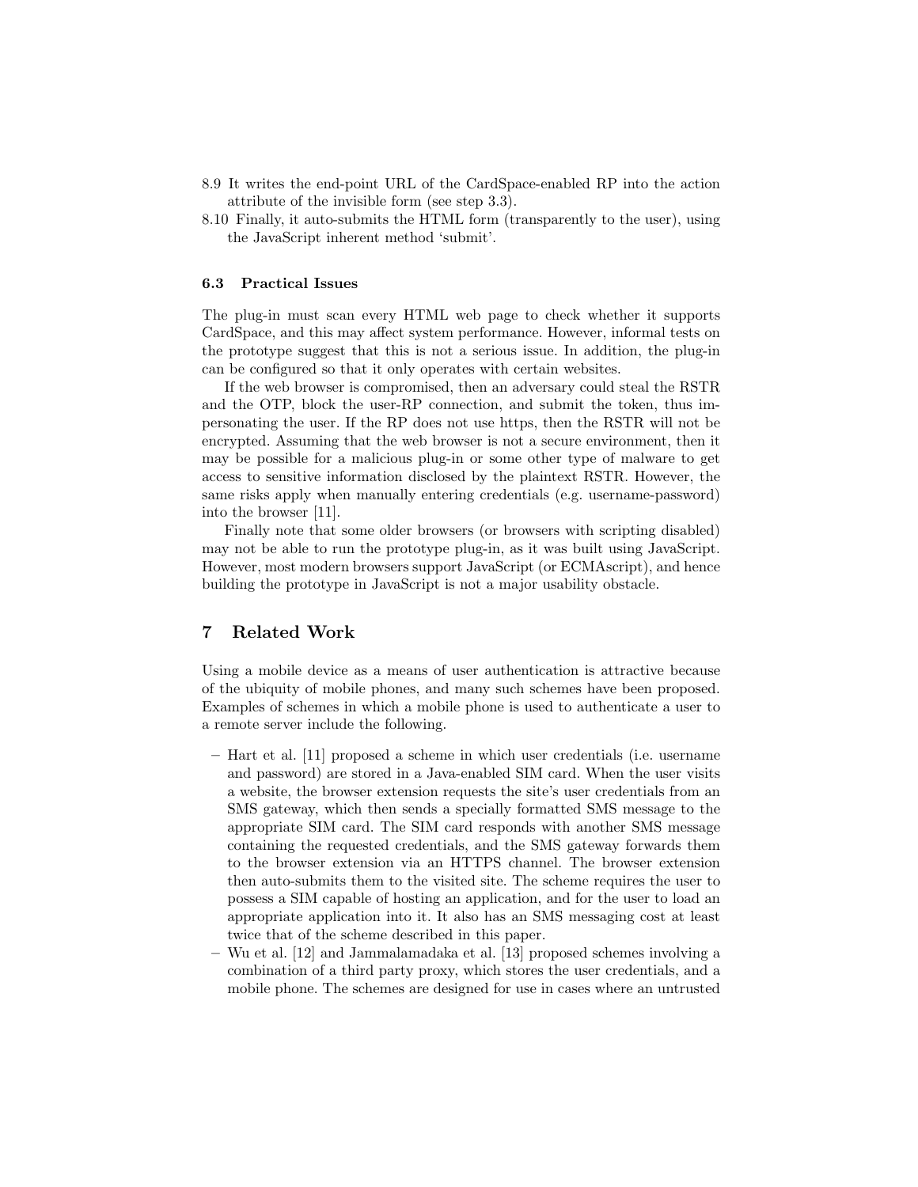8.9 It writes the end-point URL of the CardSpace-enabled RP into the action attribute of the invisible form (see step 3.3).

8.10 Finally, it auto-submits the HTML form (transparently to the user), using the JavaScript inherent method 'submit'.

### 6.3 Practical Issues

The plug-in must scan every HTML web page to check whether it supports CardSpace, and this may affect system performance. However, informal tests on the prototype suggest that this is not a serious issue. In addition, the plug-in can be configured so that it only operates with certain websites.

If the web browser is compromised, then an adversary could steal the RSTR and the OTP, block the user-RP connection, and submit the token, thus impersonating the user. If the RP does not use https, then the RSTR will not be encrypted. Assuming that the web browser is not a secure environment, then it may be possible for a malicious plug-in or some other type of malware to get access to sensitive information disclosed by the plaintext RSTR. However, the same risks apply when manually entering credentials (e.g. username-password) into the browser [11].

Finally note that some older browsers (or browsers with scripting disabled) may not be able to run the prototype plug-in, as it was built using JavaScript. However, most modern browsers support JavaScript (or ECMAscript), and hence building the prototype in JavaScript is not a major usability obstacle.

## 7 Related Work

Using a mobile device as a means of user authentication is attractive because of the ubiquity of mobile phones, and many such schemes have been proposed. Examples of schemes in which a mobile phone is used to authenticate a user to a remote server include the following.

- Hart et al. [11] proposed a scheme in which user credentials (i.e. username and password) are stored in a Java-enabled SIM card. When the user visits a website, the browser extension requests the site's user credentials from an SMS gateway, which then sends a specially formatted SMS message to the appropriate SIM card. The SIM card responds with another SMS message containing the requested credentials, and the SMS gateway forwards them to the browser extension via an HTTPS channel. The browser extension then auto-submits them to the visited site. The scheme requires the user to possess a SIM capable of hosting an application, and for the user to load an appropriate application into it. It also has an SMS messaging cost at least twice that of the scheme described in this paper.
- Wu et al. [12] and Jammalamadaka et al. [13] proposed schemes involving a combination of a third party proxy, which stores the user credentials, and a mobile phone. The schemes are designed for use in cases where an untrusted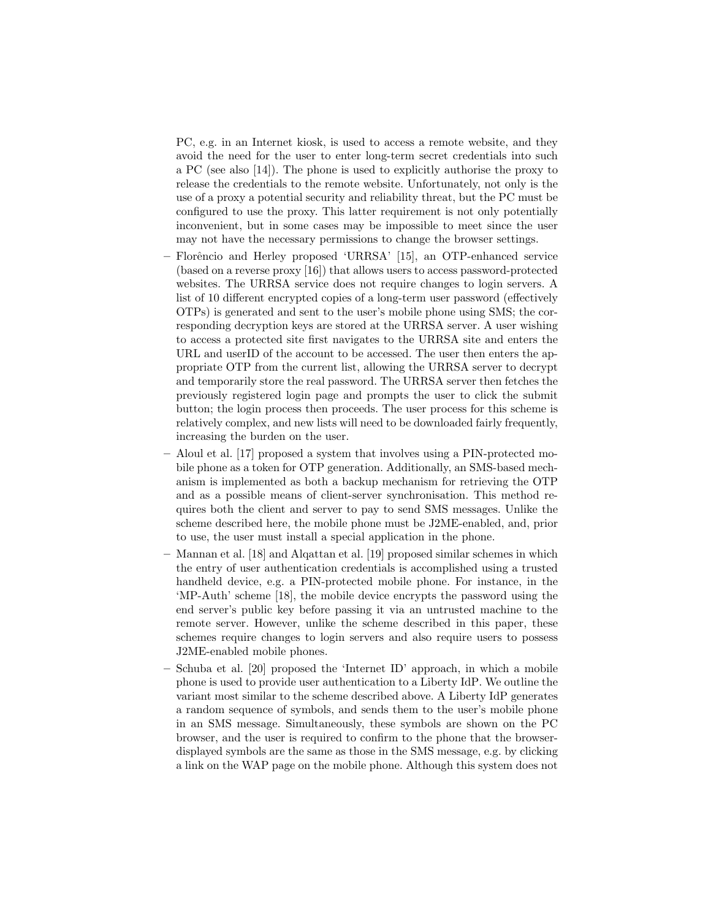PC, e.g. in an Internet kiosk, is used to access a remote website, and they avoid the need for the user to enter long-term secret credentials into such a PC (see also [14]). The phone is used to explicitly authorise the proxy to release the credentials to the remote website. Unfortunately, not only is the use of a proxy a potential security and reliability threat, but the PC must be configured to use the proxy. This latter requirement is not only potentially inconvenient, but in some cases may be impossible to meet since the user may not have the necessary permissions to change the browser settings.

– Florêncio and Herley proposed 'URRSA' [15], an OTP-enhanced service (based on a reverse proxy [16]) that allows users to access password-protected websites. The URRSA service does not require changes to login servers. A list of 10 different encrypted copies of a long-term user password (effectively OTPs) is generated and sent to the user's mobile phone using SMS; the corresponding decryption keys are stored at the URRSA server. A user wishing to access a protected site first navigates to the URRSA site and enters the URL and userID of the account to be accessed. The user then enters the appropriate OTP from the current list, allowing the URRSA server to decrypt and temporarily store the real password. The URRSA server then fetches the previously registered login page and prompts the user to click the submit button; the login process then proceeds. The user process for this scheme is relatively complex, and new lists will need to be downloaded fairly frequently, increasing the burden on the user.

– Aloul et al. [17] proposed a system that involves using a PIN-protected mobile phone as a token for OTP generation. Additionally, an SMS-based mechanism is implemented as both a backup mechanism for retrieving the OTP and as a possible means of client-server synchronisation. This method requires both the client and server to pay to send SMS messages. Unlike the scheme described here, the mobile phone must be J2ME-enabled, and, prior to use, the user must install a special application in the phone.

– Mannan et al. [18] and Alqattan et al. [19] proposed similar schemes in which the entry of user authentication credentials is accomplished using a trusted handheld device, e.g. a PIN-protected mobile phone. For instance, in the 'MP-Auth' scheme [18], the mobile device encrypts the password using the end server's public key before passing it via an untrusted machine to the remote server. However, unlike the scheme described in this paper, these schemes require changes to login servers and also require users to possess J2ME-enabled mobile phones.

– Schuba et al. [20] proposed the 'Internet ID' approach, in which a mobile phone is used to provide user authentication to a Liberty IdP. We outline the variant most similar to the scheme described above. A Liberty IdP generates a random sequence of symbols, and sends them to the user's mobile phone in an SMS message. Simultaneously, these symbols are shown on the PC browser, and the user is required to confirm to the phone that the browser-displayed symbols are the same as those in the SMS message, e.g. by clicking a link on the WAP page on the mobile phone. Although this system does not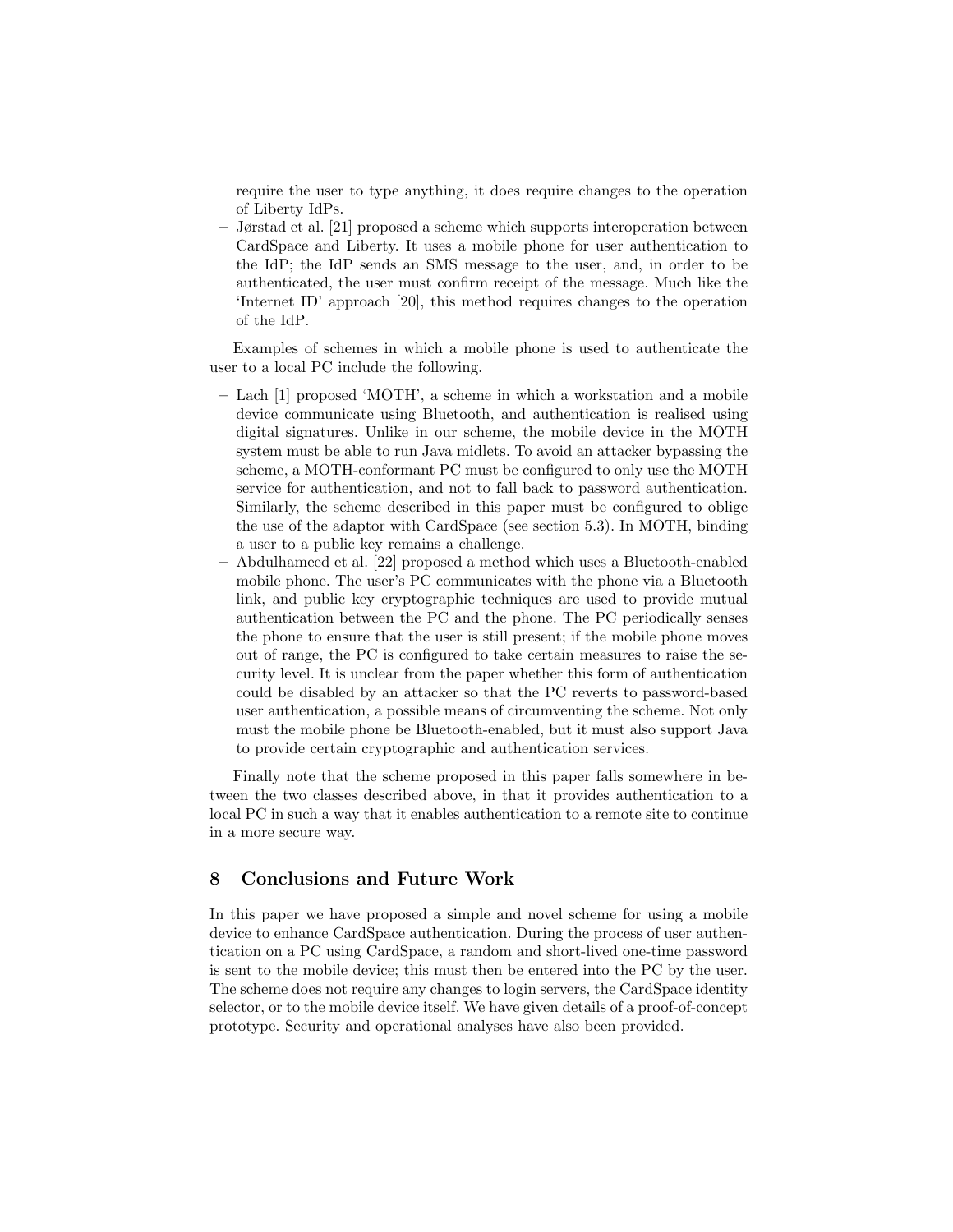require the user to type anything, it does require changes to the operation of Liberty IdPs.

- Jørstad et al. [21] proposed a scheme which supports interoperation between CardSpace and Liberty. It uses a mobile phone for user authentication to the IdP; the IdP sends an SMS message to the user, and, in order to be authenticated, the user must confirm receipt of the message. Much like the 'Internet ID' approach [20], this method requires changes to the operation of the IdP.

Examples of schemes in which a mobile phone is used to authenticate the user to a local PC include the following.

- Lach [1] proposed 'MOTH', a scheme in which a workstation and a mobile device communicate using Bluetooth, and authentication is realised using digital signatures. Unlike in our scheme, the mobile device in the MOTH system must be able to run Java midlets. To avoid an attacker bypassing the scheme, a MOTH-conformant PC must be configured to only use the MOTH service for authentication, and not to fall back to password authentication. Similarly, the scheme described in this paper must be configured to oblige the use of the adaptor with CardSpace (see section 5.3). In MOTH, binding a user to a public key remains a challenge.
- Abdulhameed et al. [22] proposed a method which uses a Bluetooth-enabled mobile phone. The user's PC communicates with the phone via a Bluetooth link, and public key cryptographic techniques are used to provide mutual authentication between the PC and the phone. The PC periodically senses the phone to ensure that the user is still present; if the mobile phone moves out of range, the PC is configured to take certain measures to raise the security level. It is unclear from the paper whether this form of authentication could be disabled by an attacker so that the PC reverts to password-based user authentication, a possible means of circumventing the scheme. Not only must the mobile phone be Bluetooth-enabled, but it must also support Java to provide certain cryptographic and authentication services.

Finally note that the scheme proposed in this paper falls somewhere in between the two classes described above, in that it provides authentication to a local PC in such a way that it enables authentication to a remote site to continue in a more secure way.

## 8 Conclusions and Future Work

In this paper we have proposed a simple and novel scheme for using a mobile device to enhance CardSpace authentication. During the process of user authentication on a PC using CardSpace, a random and short-lived one-time password is sent to the mobile device; this must then be entered into the PC by the user. The scheme does not require any changes to login servers, the CardSpace identity selector, or to the mobile device itself. We have given details of a proof-of-concept prototype. Security and operational analyses have also been provided.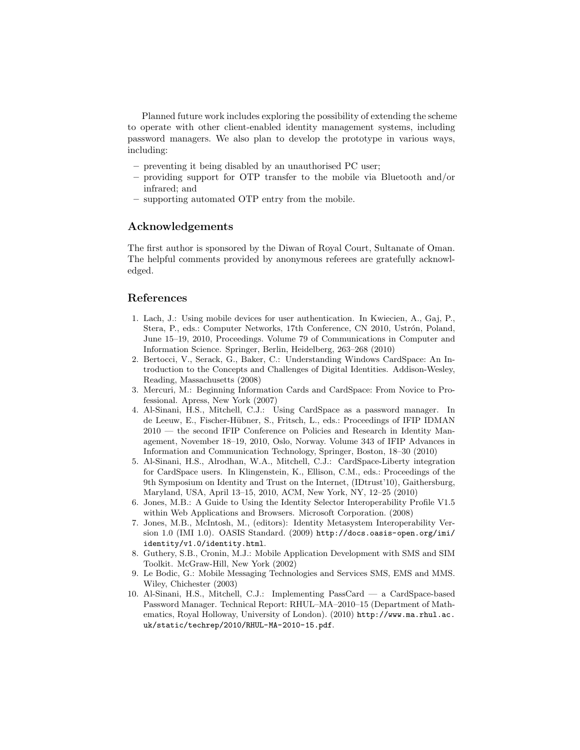Planned future work includes exploring the possibility of extending the scheme to operate with other client-enabled identity management systems, including password managers. We also plan to develop the prototype in various ways, including:

- preventing it being disabled by an unauthorised PC user;
- providing support for OTP transfer to the mobile via Bluetooth and/or infrared; and
- supporting automated OTP entry from the mobile.

## Acknowledgements

The first author is sponsored by the Diwan of Royal Court, Sultanate of Oman. The helpful comments provided by anonymous referees are gratefully acknowledged.

## References

1. Lach, J.: Using mobile devices for user authentication. In Kwiecien, A., Gaj, P., Stera, P., eds.: Computer Networks, 17th Conference, CN 2010, Ustrón, Poland, June 15–19, 2010, Proceedings. Volume 79 of Communications in Computer and Information Science. Springer, Berlin, Heidelberg, 263–268 (2010)
2. Bertocci, V., Serack, G., Baker, C.: Understanding Windows CardSpace: An Introduction to the Concepts and Challenges of Digital Identities. Addison-Wesley, Reading, Massachusetts (2008)
3. Mercuri, M.: Beginning Information Cards and CardSpace: From Novice to Professional. Apress, New York (2007)
4. Al-Sinani, H.S., Mitchell, C.J.: Using CardSpace as a password manager. In de Leeuw, E., Fischer-Hübner, S., Fritsch, L., eds.: Proceedings of IFIP IDMAN 2010 — the second IFIP Conference on Policies and Research in Identity Management, November 18–19, 2010, Oslo, Norway. Volume 343 of IFIP Advances in Information and Communication Technology, Springer, Boston, 18–30 (2010)
5. Al-Sinani, H.S., Alrodhan, W.A., Mitchell, C.J.: CardSpace-Liberty integration for CardSpace users. In Klingenstein, K., Ellison, C.M., eds.: Proceedings of the 9th Symposium on Identity and Trust on the Internet, (IDtrust'10), Gaithersburg, Maryland, USA, April 13–15, 2010, ACM, New York, NY, 12–25 (2010)
6. Jones, M.B.: A Guide to Using the Identity Selector Interoperability Profile V1.5 within Web Applications and Browsers. Microsoft Corporation. (2008)
7. Jones, M.B., McIntosh, M., (editors): Identity Metasystem Interoperability Version 1.0 (IMI 1.0). OASIS Standard. (2009) http://docs.oasis-open.org/imi/identity/v1.0/identity.html.
8. Guthery, S.B., Cronin, M.J.: Mobile Application Development with SMS and SIM Toolkit. McGraw-Hill, New York (2002)
9. Le Bodic, G.: Mobile Messaging Technologies and Services SMS, EMS and MMS. Wiley, Chichester (2003)
10. Al-Sinani, H.S., Mitchell, C.J.: Implementing PassCard — a CardSpace-based Password Manager. Technical Report: RHUL–MA–2010–15 (Department of Mathematics, Royal Holloway, University of London). (2010) http://www.ma.rhul.ac.uk/static/techrep/2010/RHUL-MA-2010-15.pdf.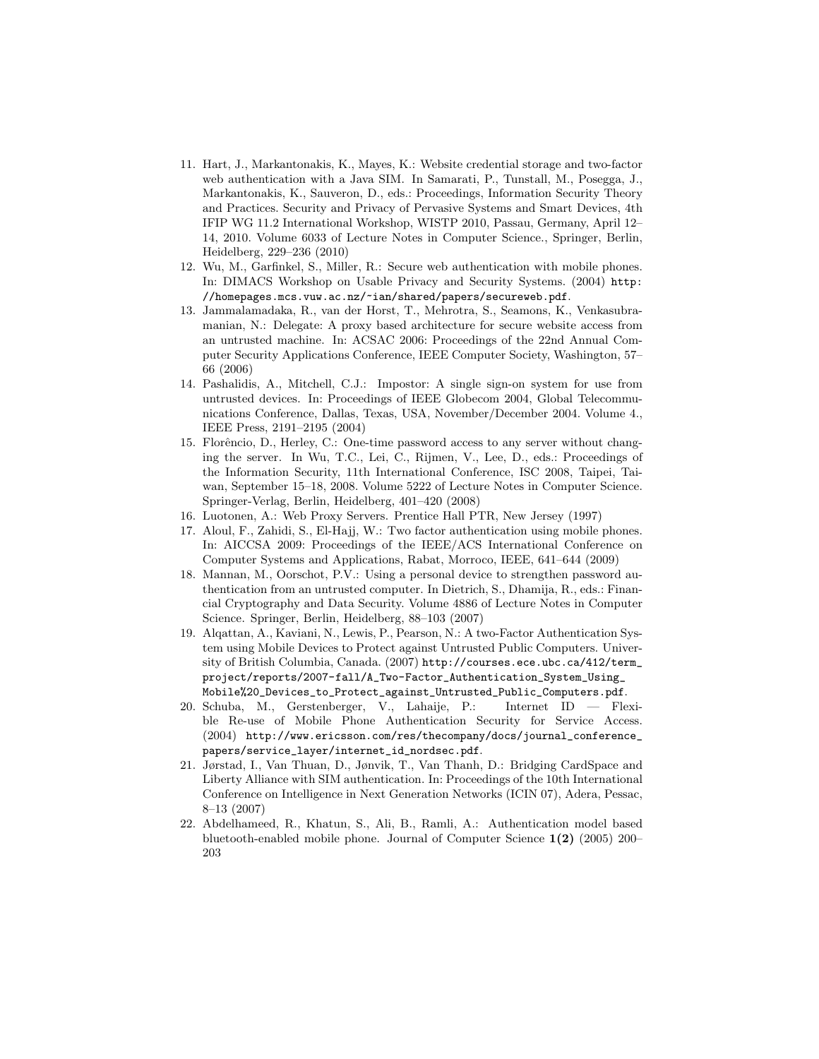11. Hart, J., Markantonakis, K., Mayes, K.: Website credential storage and two-factor web authentication with a Java SIM. In Samarati, P., Tunstall, M., Posegga, J., Markantonakis, K., Sauveron, D., eds.: Proceedings, Information Security Theory and Practices. Security and Privacy of Pervasive Systems and Smart Devices, 4th IFIP WG 11.2 International Workshop, WISTP 2010, Passau, Germany, April 12–14, 2010. Volume 6033 of Lecture Notes in Computer Science., Springer, Berlin, Heidelberg, 229–236 (2010)
12. Wu, M., Garfinkel, S., Miller, R.: Secure web authentication with mobile phones. In: DIMACS Workshop on Usable Privacy and Security Systems. (2004) `http://homepages.mcs.vuw.ac.nz/~ian/shared/papers/secureweb.pdf`.
13. Jammalamadaka, R., van der Horst, T., Mehrotra, S., Seamons, K., Venkasubramanian, N.: Delegate: A proxy based architecture for secure website access from an untrusted machine. In: ACSAC 2006: Proceedings of the 22nd Annual Computer Security Applications Conference, IEEE Computer Society, Washington, 57–66 (2006)
14. Pashalidis, A., Mitchell, C.J.: Impostor: A single sign-on system for use from untrusted devices. In: Proceedings of IEEE Globecom 2004, Global Telecommunications Conference, Dallas, Texas, USA, November/December 2004. Volume 4., IEEE Press, 2191–2195 (2004)
15. Florêncio, D., Herley, C.: One-time password access to any server without changing the server. In Wu, T.C., Lei, C., Rijmen, V., Lee, D., eds.: Proceedings of the Information Security, 11th International Conference, ISC 2008, Taipei, Taiwan, September 15–18, 2008. Volume 5222 of Lecture Notes in Computer Science. Springer-Verlag, Berlin, Heidelberg, 401–420 (2008)
16. Luotonen, A.: Web Proxy Servers. Prentice Hall PTR, New Jersey (1997)
17. Aloul, F., Zahidi, S., El-Hajj, W.: Two factor authentication using mobile phones. In: AICCSA 2009: Proceedings of the IEEE/ACS International Conference on Computer Systems and Applications, Rabat, Morroco, IEEE, 641–644 (2009)
18. Mannan, M., Oorschot, P.V.: Using a personal device to strengthen password authentication from an untrusted computer. In Dietrich, S., Dhamija, R., eds.: Financial Cryptography and Data Security. Volume 4886 of Lecture Notes in Computer Science. Springer, Berlin, Heidelberg, 88–103 (2007)
19. Alqattan, A., Kaviani, N., Lewis, P., Pearson, N.: A two-Factor Authentication System using Mobile Devices to Protect against Untrusted Public Computers. University of British Columbia, Canada. (2007) `http://courses.ece.ubc.ca/412/term_project/reports/2007-fall/A_Two-Factor_Authentication_System_Using_Mobile%20_Devices_to_Protect_against_Untrusted_Public_Computers.pdf`.
20. Schuba, M., Gerstenberger, V., Lahaije, P.: Internet ID — Flexible Re-use of Mobile Phone Authentication Security for Service Access. (2004) `http://www.ericsson.com/res/thecompany/docs/journal_conference_papers/service_layer/internet_id_nordsec.pdf`.
21. Jørstad, I., Van Thuan, D., Jønvik, T., Van Thanh, D.: Bridging CardSpace and Liberty Alliance with SIM authentication. In: Proceedings of the 10th International Conference on Intelligence in Next Generation Networks (ICIN 07), Adera, Pessac, 8–13 (2007)
22. Abdelhameed, R., Khatun, S., Ali, B., Ramli, A.: Authentication model based bluetooth-enabled mobile phone. Journal of Computer Science **1(2)** (2005) 200–203